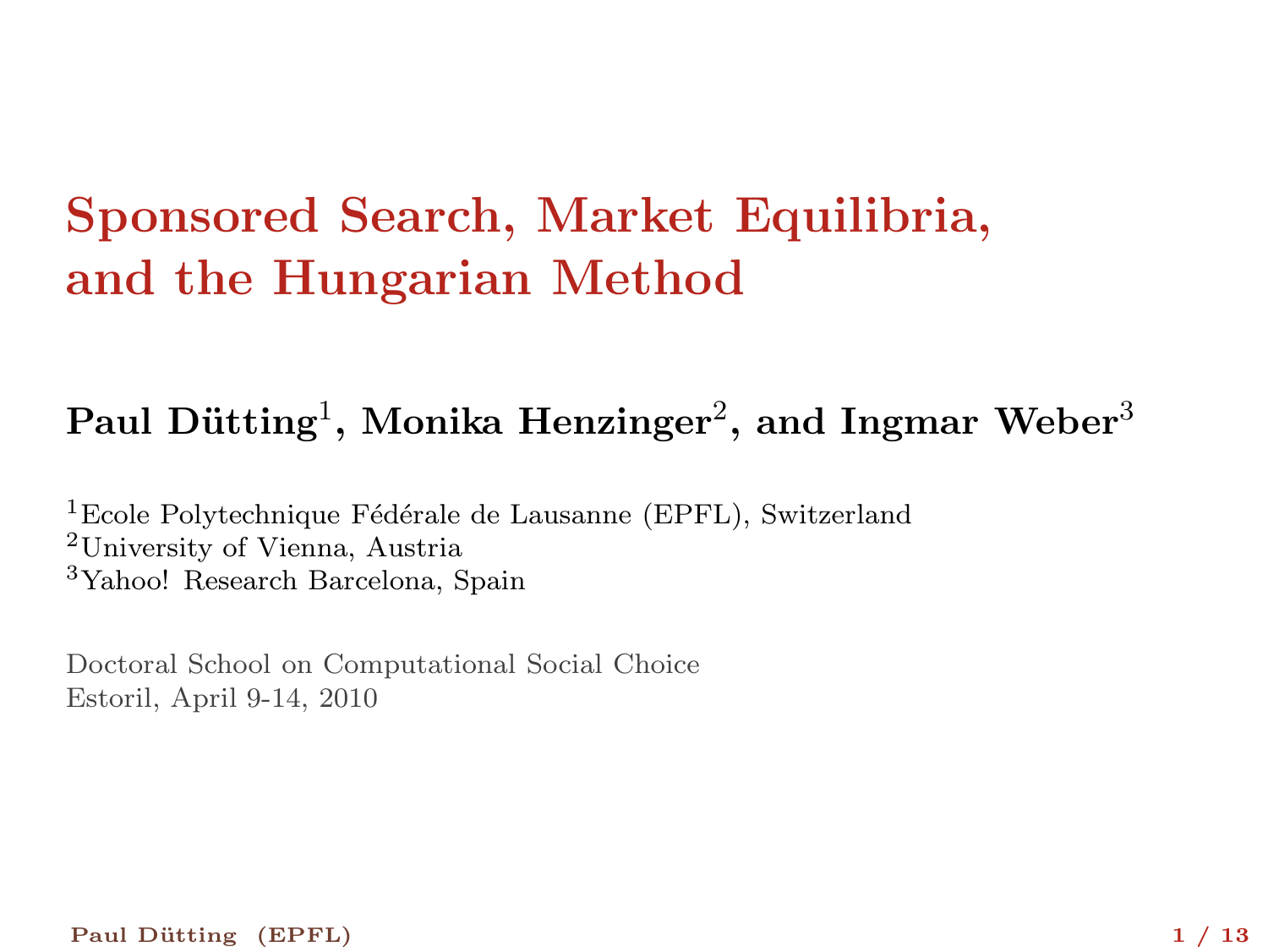# Sponsored Search, Market Equilibria, and the Hungarian Method

**Paul Dütting[1], Monika Henzinger[2], and Ingmar Weber[3]**

[1]Ecole Polytechnique Fédérale de Lausanne (EPFL), Switzerland
[2]University of Vienna, Austria
[3]Yahoo! Research Barcelona, Spain

Doctoral School on Computational Social Choice
Estoril, April 9-14, 2010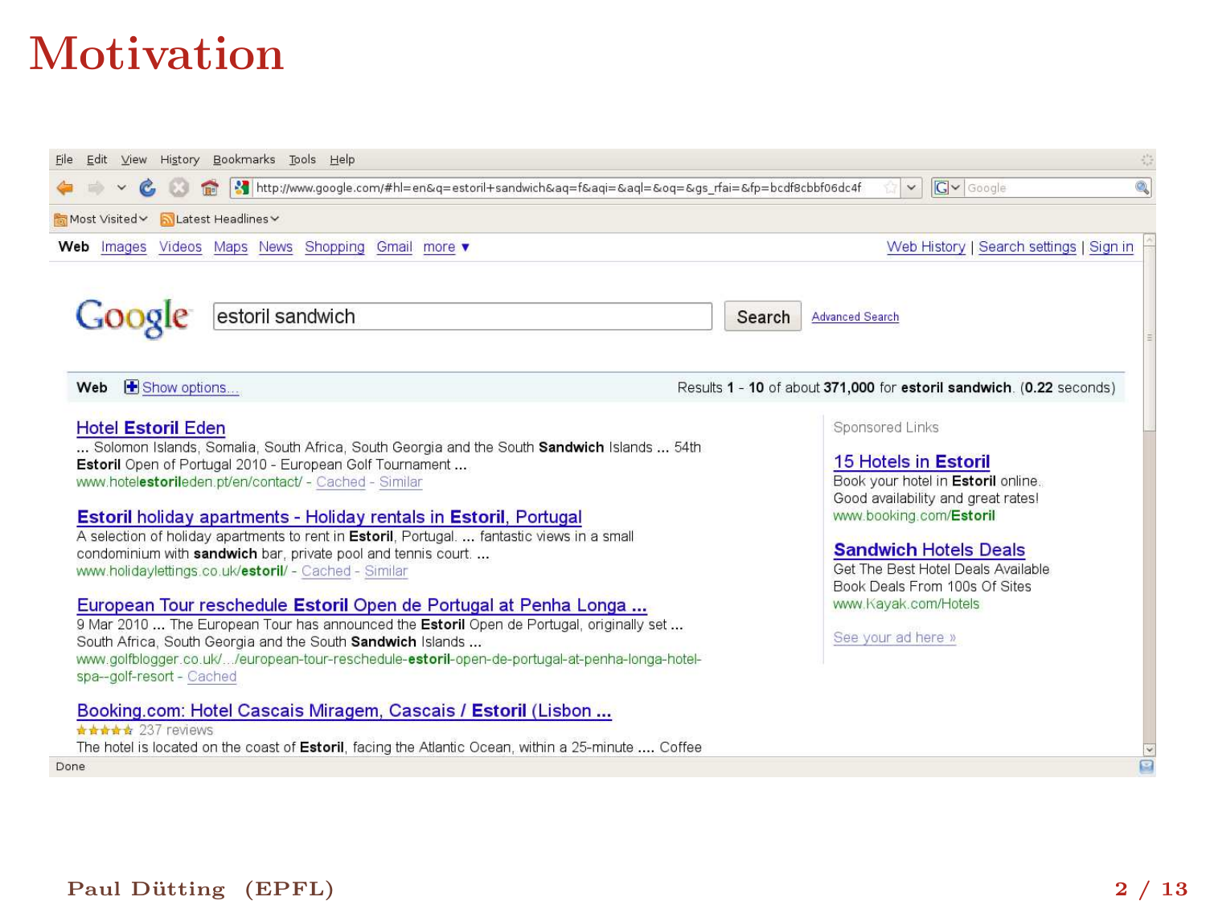# Motivation

File Edit View History Bookmarks Tools Help

http://www.google.com/#hl=en&q=estoril+sandwich&aq=f&aqi=&aql=&oq=&gs_rfai=&fp=bcdf8cbbf06dc4f

Most Visited Latest Headlines

**Web** Images Videos Maps News Shopping Gmail more ▼ Web History | Search settings | Sign in

Google [estoril sandwich] Search Advanced Search

**Web** Show options... Results **1** - **10** of about **371,000** for **estoril sandwich**. (**0.22** seconds)

Hotel **Estoril** Eden
... Solomon Islands, Somalia, South Africa, South Georgia and the South **Sandwich** Islands ... 54th **Estoril** Open of Portugal 2010 - European Golf Tournament ...
www.hotel**estoril**eden.pt/en/contact/ - Cached - Similar

**Estoril** holiday apartments - Holiday rentals in **Estoril**, Portugal
A selection of holiday apartments to rent in **Estoril**, Portugal. ... fantastic views in a small condominium with **sandwich** bar, private pool and tennis court. ...
www.holidaylettings.co.uk/**estoril**/ - Cached - Similar

European Tour reschedule **Estoril** Open de Portugal at Penha Longa ...
9 Mar 2010 ... The European Tour has announced the **Estoril** Open de Portugal, originally set ... South Africa, South Georgia and the South **Sandwich** Islands ...
www.golfblogger.co.uk/.../european-tour-reschedule-**estoril**-open-de-portugal-at-penha-longa-hotel-spa--golf-resort - Cached

Booking.com: Hotel Cascais Miragem, Cascais / **Estoril** (Lisbon ...
★★★★★ 237 reviews
The hotel is located on the coast of **Estoril**, facing the Atlantic Ocean, within a 25-minute .... Coffee

Sponsored Links

15 Hotels in **Estoril**
Book your hotel in **Estoril** online.
Good availability and great rates!
www.booking.com/**Estoril**

**Sandwich** Hotels Deals
Get The Best Hotel Deals Available
Book Deals From 100s Of Sites
www.Kayak.com/Hotels

See your ad here »

Done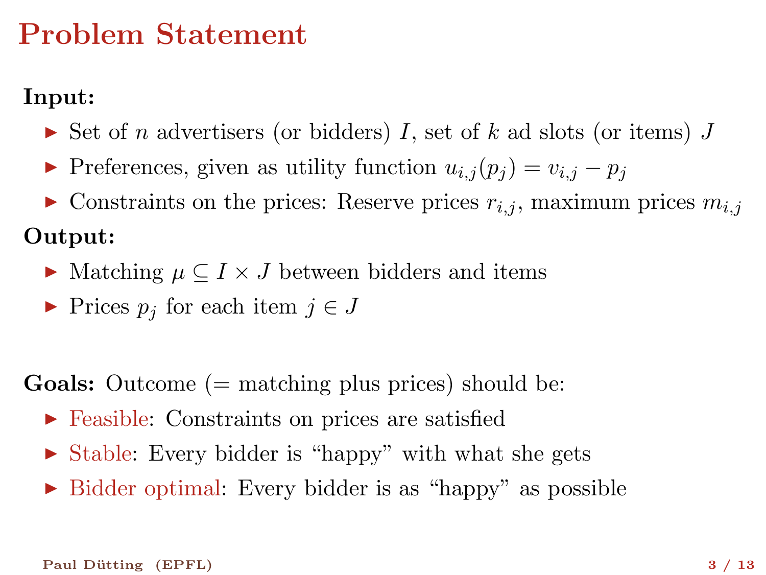# Problem Statement

**Input:**

- Set of $n$ advertisers (or bidders) $I$, set of $k$ ad slots (or items) $J$
- Preferences, given as utility function $u_{i,j}(p_j) = v_{i,j} - p_j$
- Constraints on the prices: Reserve prices $r_{i,j}$, maximum prices $m_{i,j}$

**Output:**

- Matching $\mu \subseteq I \times J$ between bidders and items
- Prices $p_j$ for each item $j \in J$

**Goals:** Outcome (= matching plus prices) should be:

- Feasible: Constraints on prices are satisfied
- Stable: Every bidder is "happy" with what she gets
- Bidder optimal: Every bidder is as "happy" as possible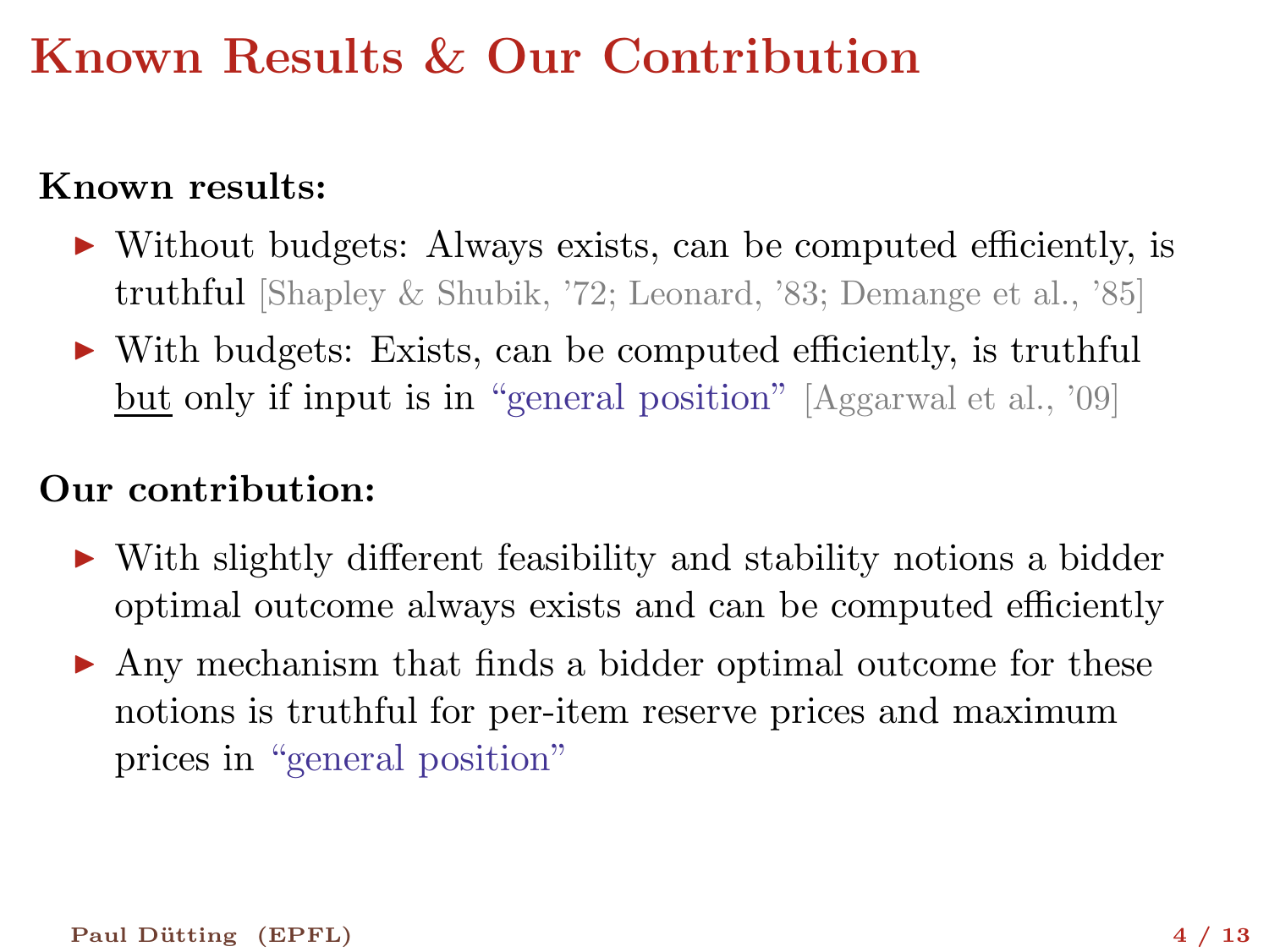# Known Results & Our Contribution

**Known results:**

- Without budgets: Always exists, can be computed efficiently, is truthful [Shapley & Shubik, '72; Leonard, '83; Demange et al., '85]
- With budgets: Exists, can be computed efficiently, is truthful <u>but</u> only if input is in "general position" [Aggarwal et al., '09]

**Our contribution:**

- With slightly different feasibility and stability notions a bidder optimal outcome always exists and can be computed efficiently
- Any mechanism that finds a bidder optimal outcome for these notions is truthful for per-item reserve prices and maximum prices in "general position"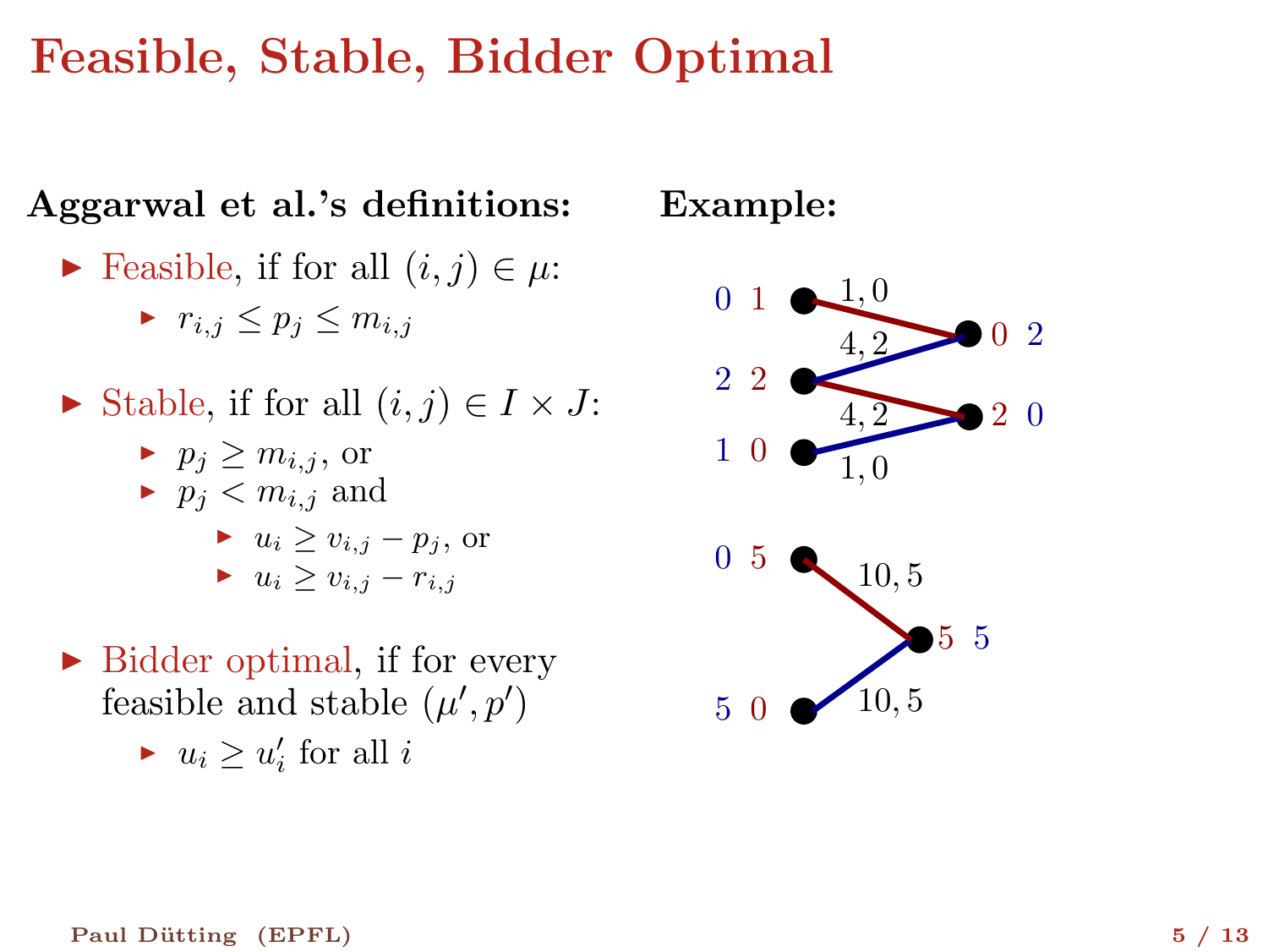# Feasible, Stable, Bidder Optimal

**Aggarwal et al.'s definitions:**

- Feasible, if for all $(i, j) \in \mu$:
  - $r_{i,j} \leq p_j \leq m_{i,j}$
- Stable, if for all $(i, j) \in I \times J$:
  - $p_j \geq m_{i,j}$, or
  - $p_j < m_{i,j}$ and
    - $u_i \geq v_{i,j} - p_j$, or
    - $u_i \geq v_{i,j} - r_{i,j}$
- Bidder optimal, if for every feasible and stable $(\mu', p')$
  - $u_i \geq u'_i$ for all $i$

**Example:**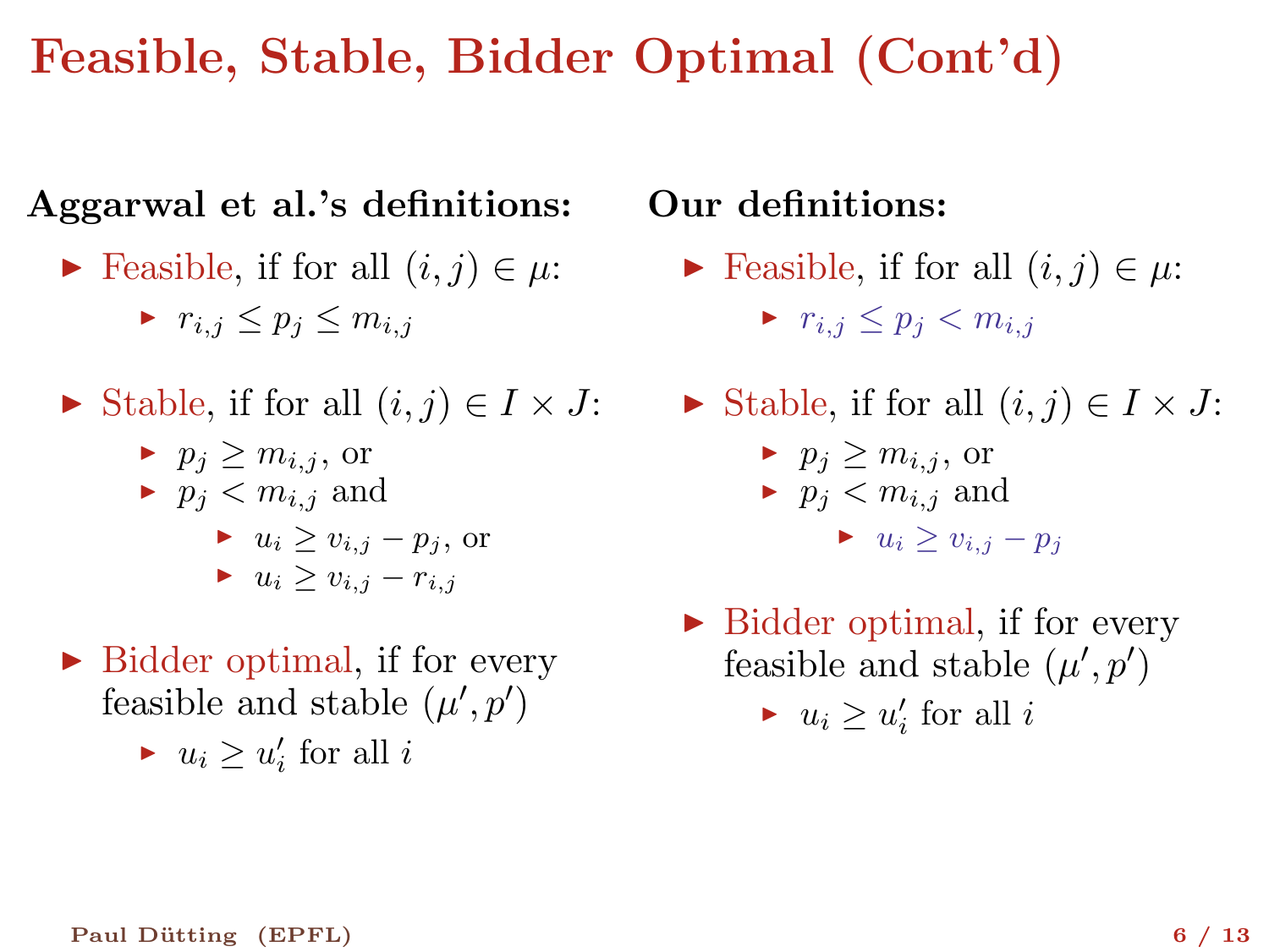# Feasible, Stable, Bidder Optimal (Cont'd)

**Aggarwal et al.'s definitions:**

- Feasible, if for all $(i, j) \in \mu$:
  - $r_{i,j} \leq p_j \leq m_{i,j}$
- Stable, if for all $(i, j) \in I \times J$:
  - $p_j \geq m_{i,j}$, or
  - $p_j < m_{i,j}$ and
    - $u_i \geq v_{i,j} - p_j$, or
    - $u_i \geq v_{i,j} - r_{i,j}$
- Bidder optimal, if for every feasible and stable $(\mu', p')$
  - $u_i \geq u'_i$ for all $i$

**Our definitions:**

- Feasible, if for all $(i, j) \in \mu$:
  - $r_{i,j} \leq p_j < m_{i,j}$
- Stable, if for all $(i, j) \in I \times J$:
  - $p_j \geq m_{i,j}$, or
  - $p_j < m_{i,j}$ and
    - $u_i \geq v_{i,j} - p_j$
- Bidder optimal, if for every feasible and stable $(\mu', p')$
  - $u_i \geq u'_i$ for all $i$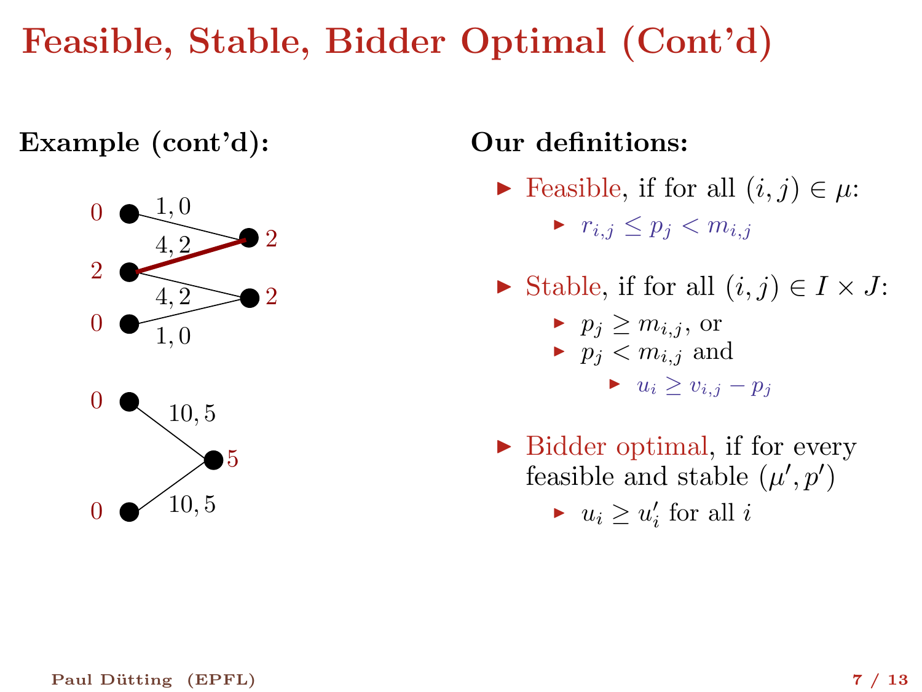# Feasible, Stable, Bidder Optimal (Cont'd)

**Example (cont'd):**

**Our definitions:**

- Feasible, if for all $(i, j) \in \mu$:
  - $r_{i,j} \leq p_j < m_{i,j}$
- Stable, if for all $(i, j) \in I \times J$:
  - $p_j \geq m_{i,j}$, or
  - $p_j < m_{i,j}$ and
    - $u_i \geq v_{i,j} - p_j$
- Bidder optimal, if for every feasible and stable $(\mu', p')$
  - $u_i \geq u'_i$ for all $i$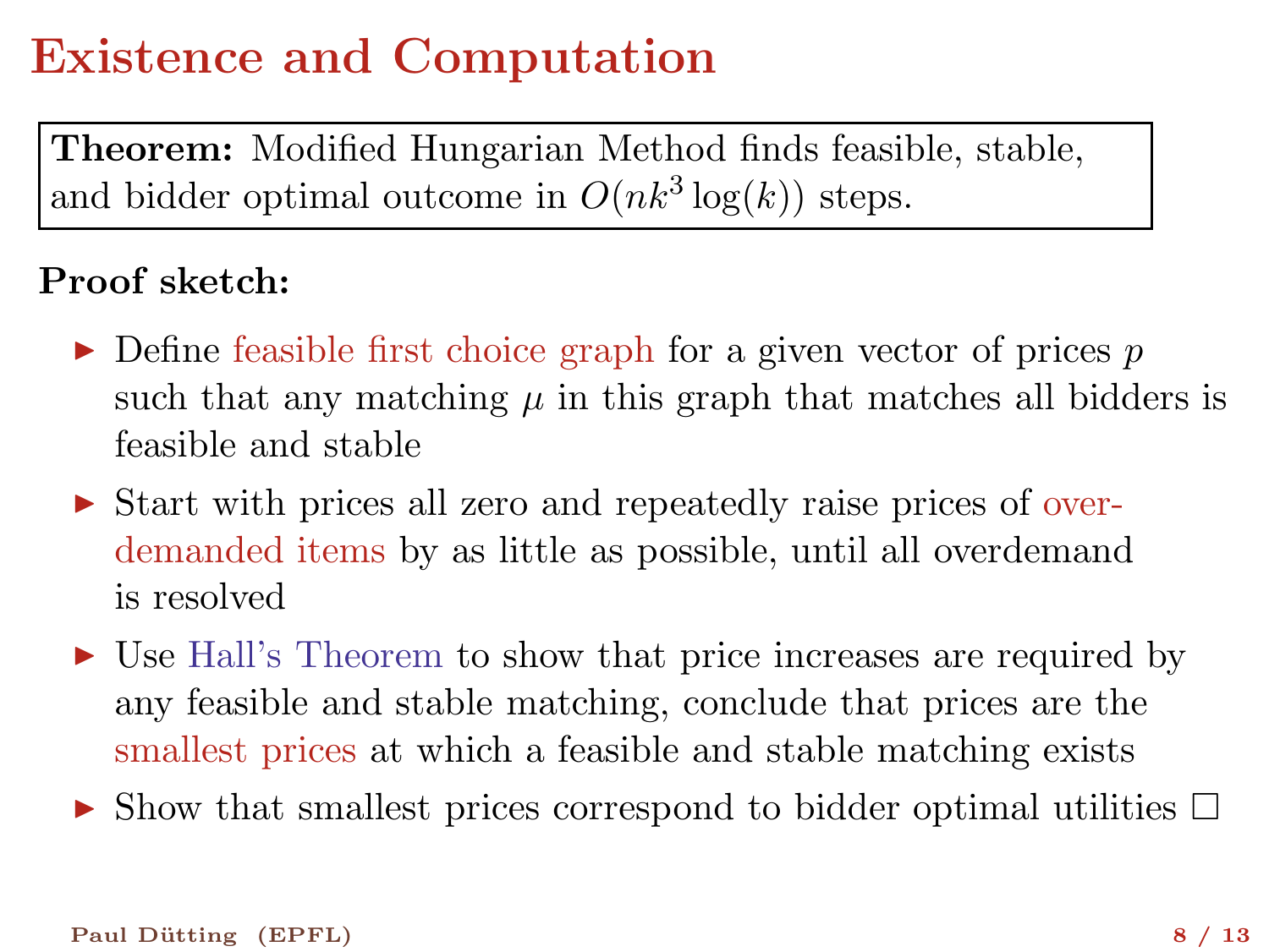# Existence and Computation

**Theorem:** Modified Hungarian Method finds feasible, stable, and bidder optimal outcome in $O(nk^3 \log(k))$ steps.

**Proof sketch:**

- Define feasible first choice graph for a given vector of prices $p$ such that any matching $\mu$ in this graph that matches all bidders is feasible and stable
- Start with prices all zero and repeatedly raise prices of over-demanded items by as little as possible, until all overdemand is resolved
- Use Hall's Theorem to show that price increases are required by any feasible and stable matching, conclude that prices are the smallest prices at which a feasible and stable matching exists
- Show that smallest prices correspond to bidder optimal utilities □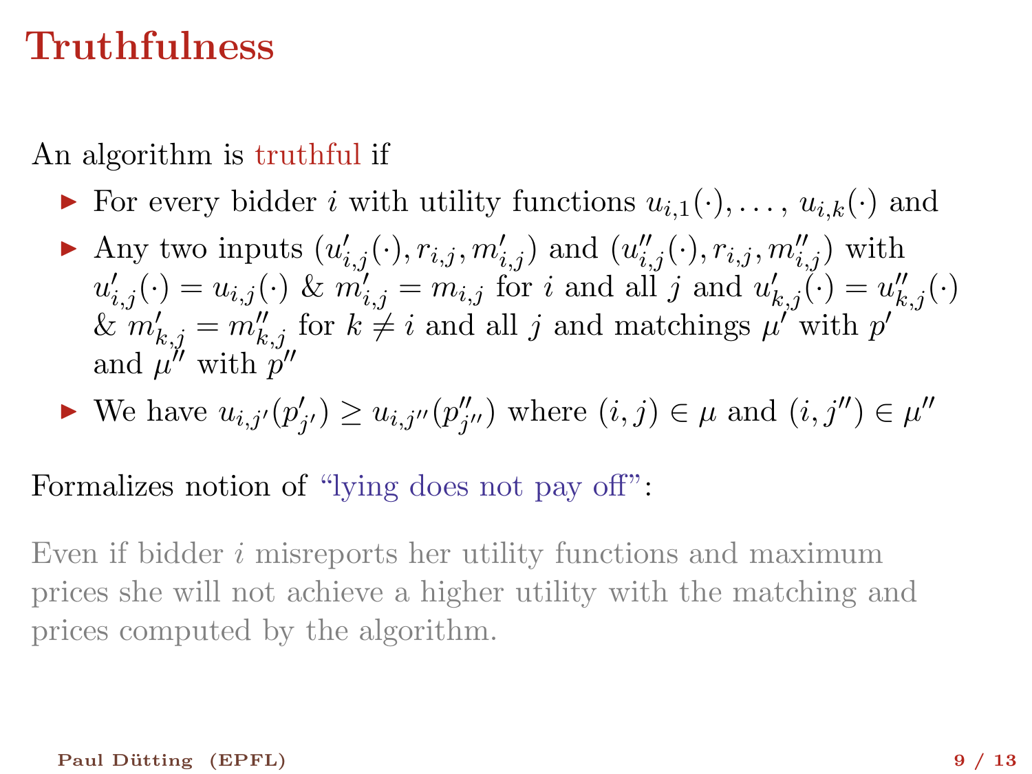# Truthfulness

An algorithm is truthful if

- For every bidder $i$ with utility functions $u_{i,1}(\cdot), \ldots, u_{i,k}(\cdot)$ and
- Any two inputs $(u'_{i,j}(\cdot), r_{i,j}, m'_{i,j})$ and $(u''_{i,j}(\cdot), r_{i,j}, m''_{i,j})$ with $u'_{i,j}(\cdot) = u_{i,j}(\cdot)$ & $m'_{i,j} = m_{i,j}$ for $i$ and all $j$ and $u'_{k,j}(\cdot) = u''_{k,j}(\cdot)$ & $m'_{k,j} = m''_{k,j}$ for $k \neq i$ and all $j$ and matchings $\mu'$ with $p'$ and $\mu''$ with $p''$
- We have $u_{i,j'}(p'_{j'}) \geq u_{i,j''}(p''_{j''})$ where $(i,j) \in \mu$ and $(i,j'') \in \mu''$

Formalizes notion of "lying does not pay off":

Even if bidder $i$ misreports her utility functions and maximum prices she will not achieve a higher utility with the matching and prices computed by the algorithm.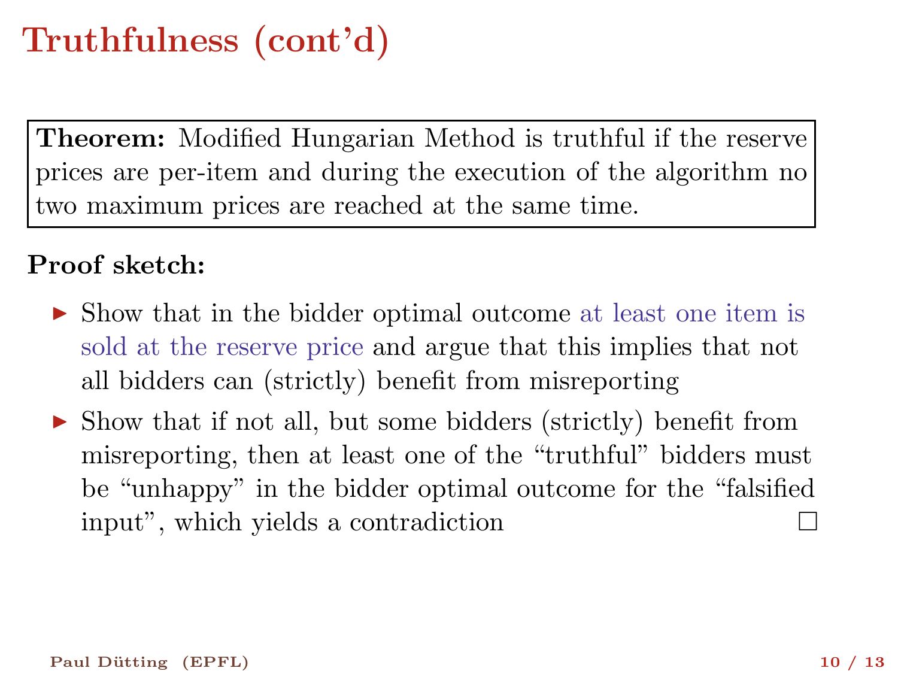# Truthfulness (cont'd)

**Theorem:** Modified Hungarian Method is truthful if the reserve prices are per-item and during the execution of the algorithm no two maximum prices are reached at the same time.

**Proof sketch:**

- Show that in the bidder optimal outcome at least one item is sold at the reserve price and argue that this implies that not all bidders can (strictly) benefit from misreporting
- Show that if not all, but some bidders (strictly) benefit from misreporting, then at least one of the "truthful" bidders must be "unhappy" in the bidder optimal outcome for the "falsified input", which yields a contradiction □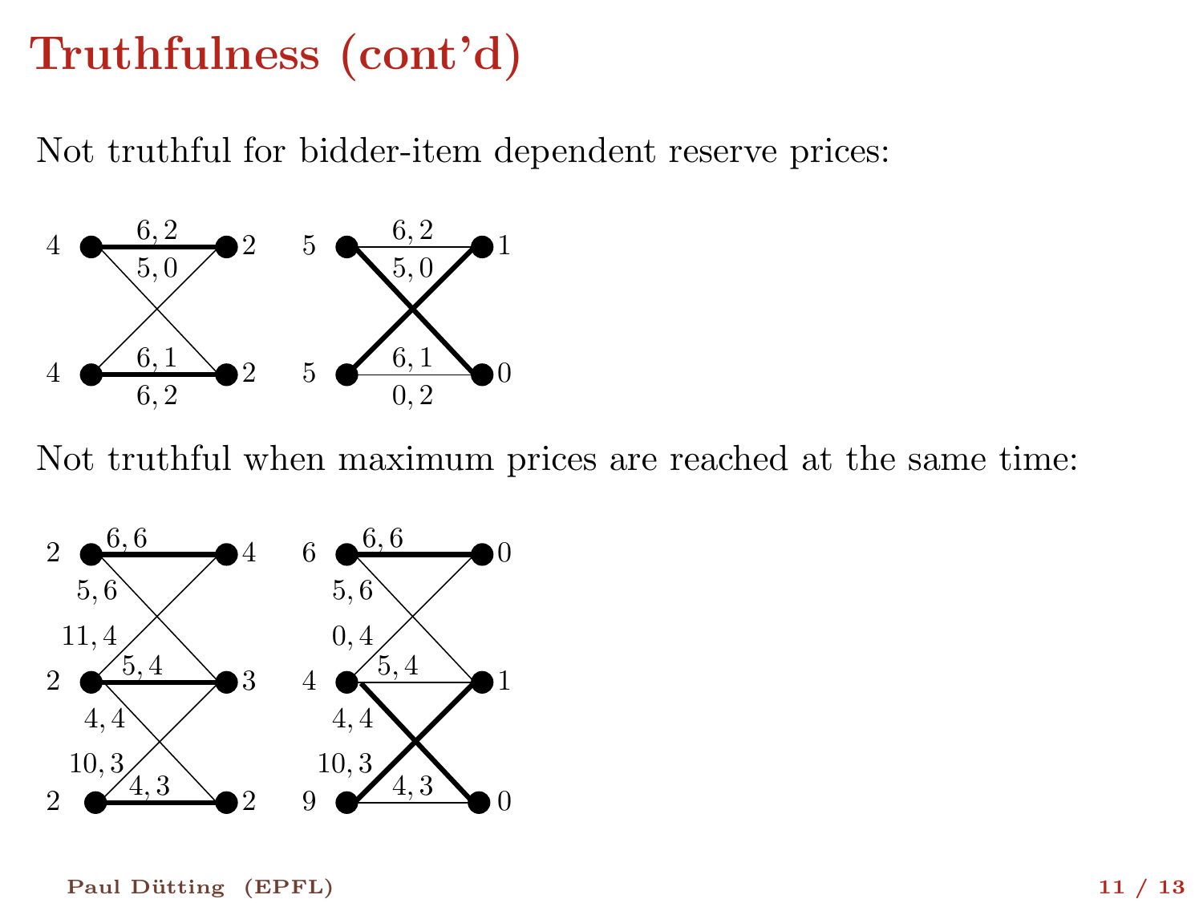# Truthfulness (cont'd)

Not truthful for bidder-item dependent reserve prices:

Not truthful when maximum prices are reached at the same time: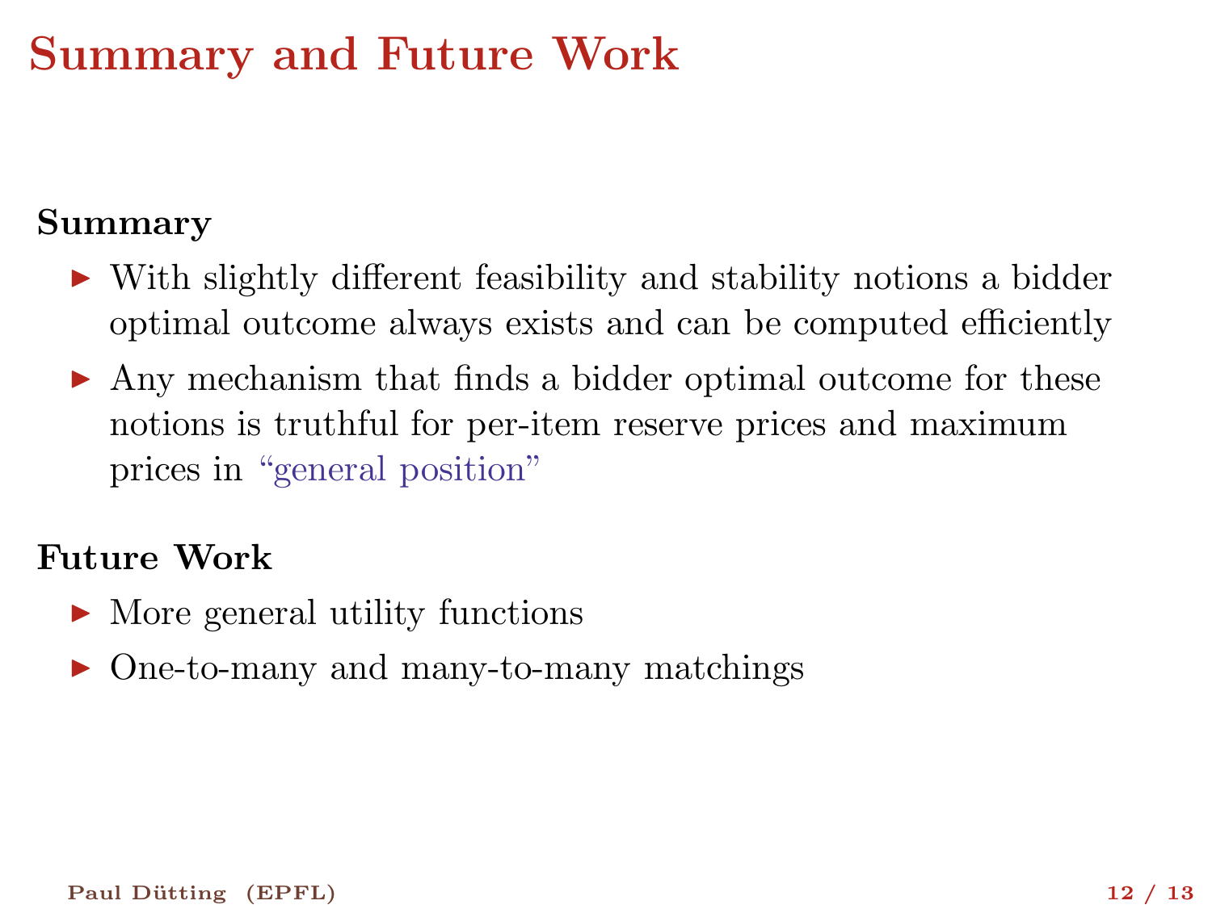# Summary and Future Work

**Summary**

- With slightly different feasibility and stability notions a bidder optimal outcome always exists and can be computed efficiently
- Any mechanism that finds a bidder optimal outcome for these notions is truthful for per-item reserve prices and maximum prices in "general position"

**Future Work**

- More general utility functions
- One-to-many and many-to-many matchings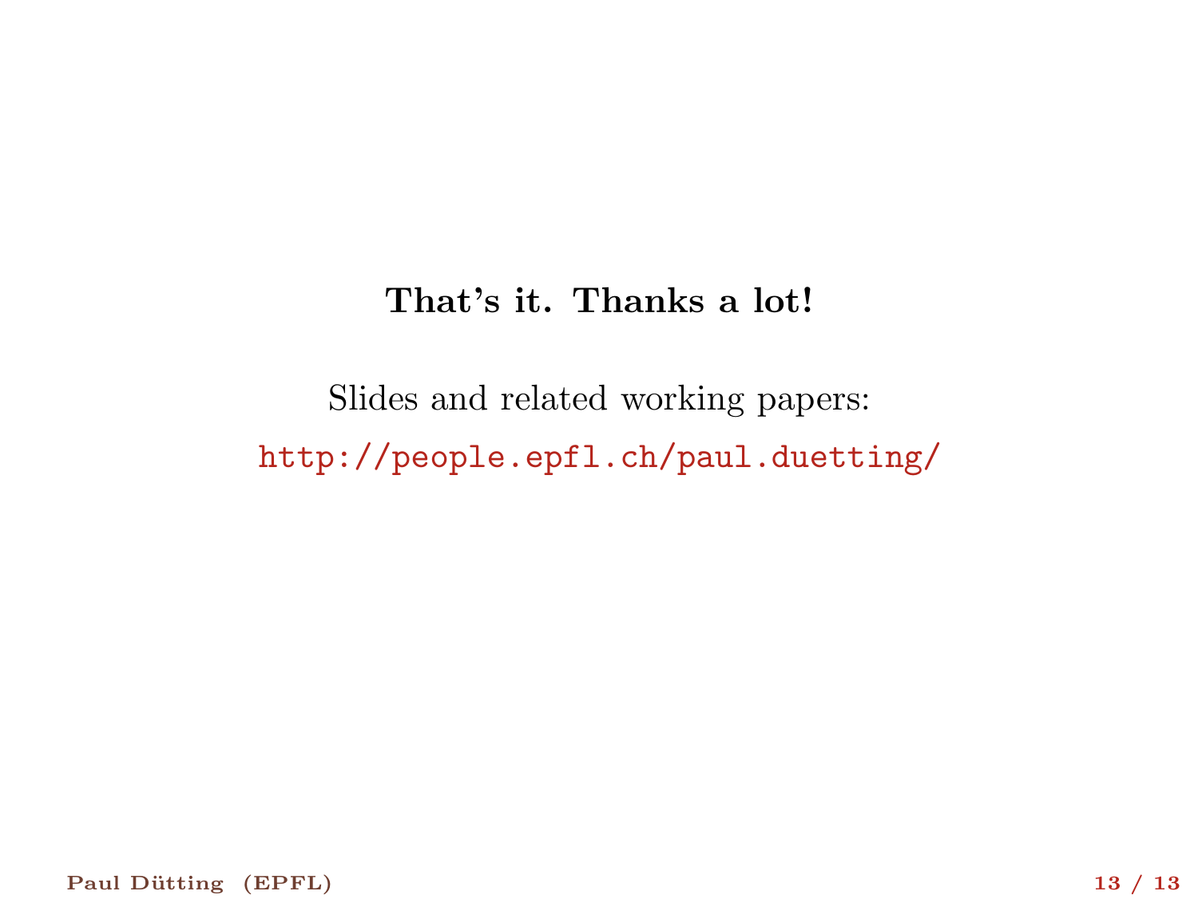**That's it. Thanks a lot!**

Slides and related working papers:

http://people.epfl.ch/paul.duetting/